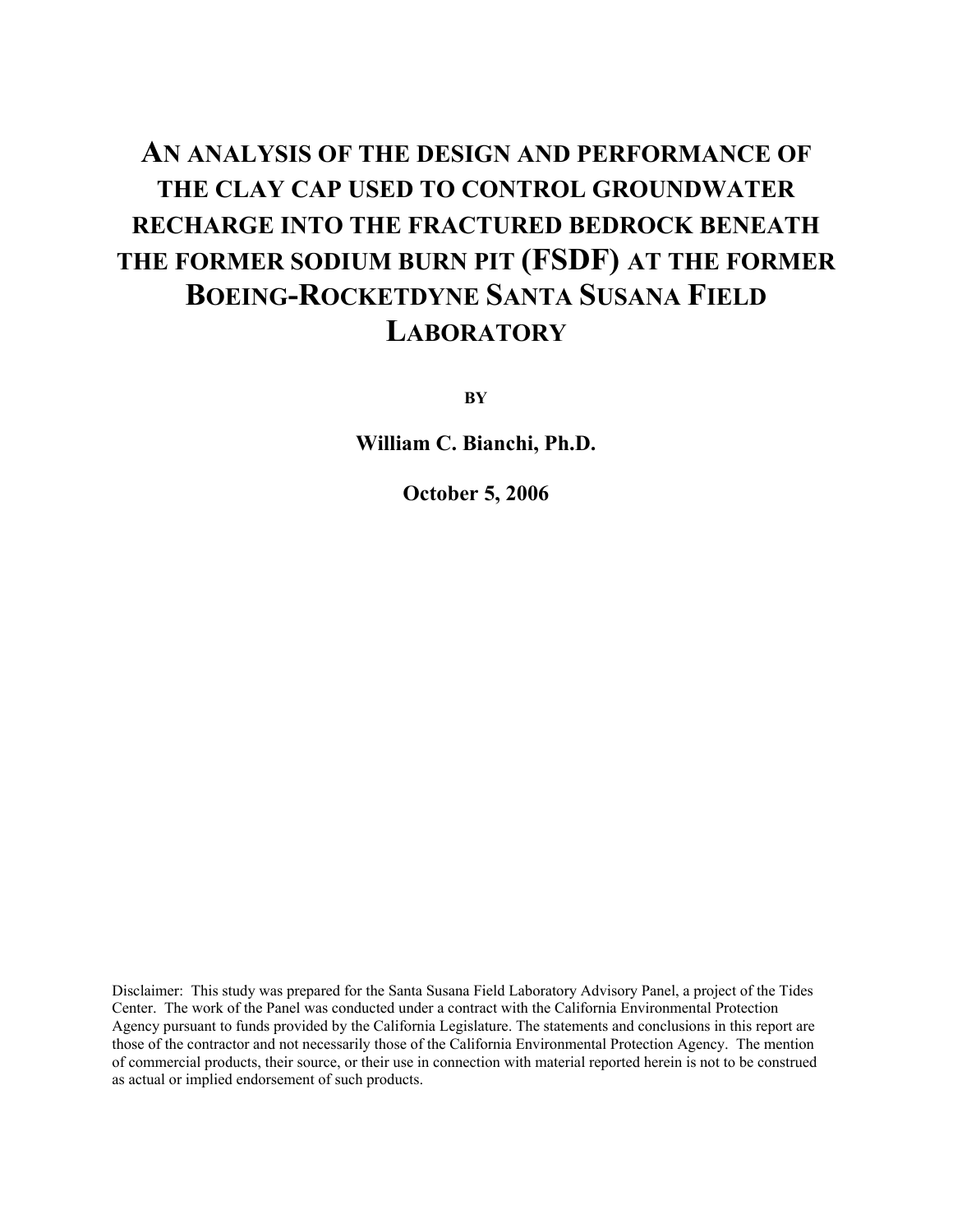# AN ANALYSIS OF THE DESIGN AND PERFORMANCE OF THE CLAY CAP USED TO CONTROL GROUNDWATER RECHARGE INTO THE FRACTURED BEDROCK BENEATH THE FORMER SODIUM BURN PIT (FSDF) AT THE FORMER BOEING-ROCKETDYNE SANTA SUSANA FIELD LABORATORY

**BY**

**William C. Bianchi, Ph.D.**

**October 5, 2006**

Disclaimer: This study was prepared for the Santa Susana Field Laboratory Advisory Panel, a project of the Tides Center. The work of the Panel was conducted under a contract with the California Environmental Protection Agency pursuant to funds provided by the California Legislature. The statements and conclusions in this report are those of the contractor and not necessarily those of the California Environmental Protection Agency. The mention of commercial products, their source, or their use in connection with material reported herein is not to be construed as actual or implied endorsement of such products.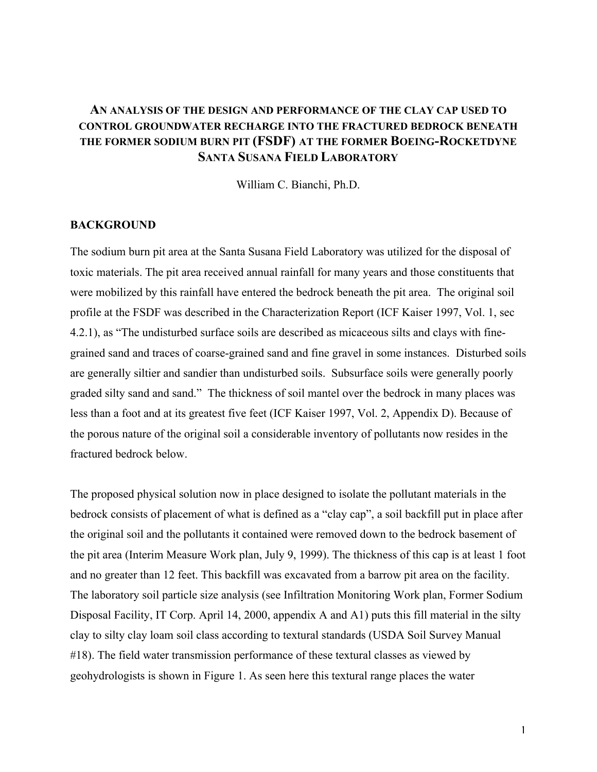# AN ANALYSIS OF THE DESIGN AND PERFORMANCE OF THE CLAY CAP USED TO CONTROL GROUNDWATER RECHARGE INTO THE FRACTURED BEDROCK BENEATH THE FORMER SODIUM BURN PIT (FSDF) AT THE FORMER BOEING-ROCKETDYNE SANTA SUSANA FIELD LABORATORY

William C. Bianchi, Ph.D.

## BACKGROUND

The sodium burn pit area at the Santa Susana Field Laboratory was utilized for the disposal of toxic materials. The pit area received annual rainfall for many years and those constituents that were mobilized by this rainfall have entered the bedrock beneath the pit area. The original soil profile at the FSDF was described in the Characterization Report (ICF Kaiser 1997, Vol. 1, sec 4.2.1), as "The undisturbed surface soils are described as micaceous silts and clays with fine-grained sand and traces of coarse-grained sand and fine gravel in some instances. Disturbed soils are generally siltier and sandier than undisturbed soils. Subsurface soils were generally poorly graded silty sand and sand." The thickness of soil mantel over the bedrock in many places was less than a foot and at its greatest five feet (ICF Kaiser 1997, Vol. 2, Appendix D). Because of the porous nature of the original soil a considerable inventory of pollutants now resides in the fractured bedrock below.

The proposed physical solution now in place designed to isolate the pollutant materials in the bedrock consists of placement of what is defined as a "clay cap", a soil backfill put in place after the original soil and the pollutants it contained were removed down to the bedrock basement of the pit area (Interim Measure Work plan, July 9, 1999). The thickness of this cap is at least 1 foot and no greater than 12 feet. This backfill was excavated from a barrow pit area on the facility. The laboratory soil particle size analysis (see Infiltration Monitoring Work plan, Former Sodium Disposal Facility, IT Corp. April 14, 2000, appendix A and A1) puts this fill material in the silty clay to silty clay loam soil class according to textural standards (USDA Soil Survey Manual #18). The field water transmission performance of these textural classes as viewed by geohydrologists is shown in Figure 1. As seen here this textural range places the water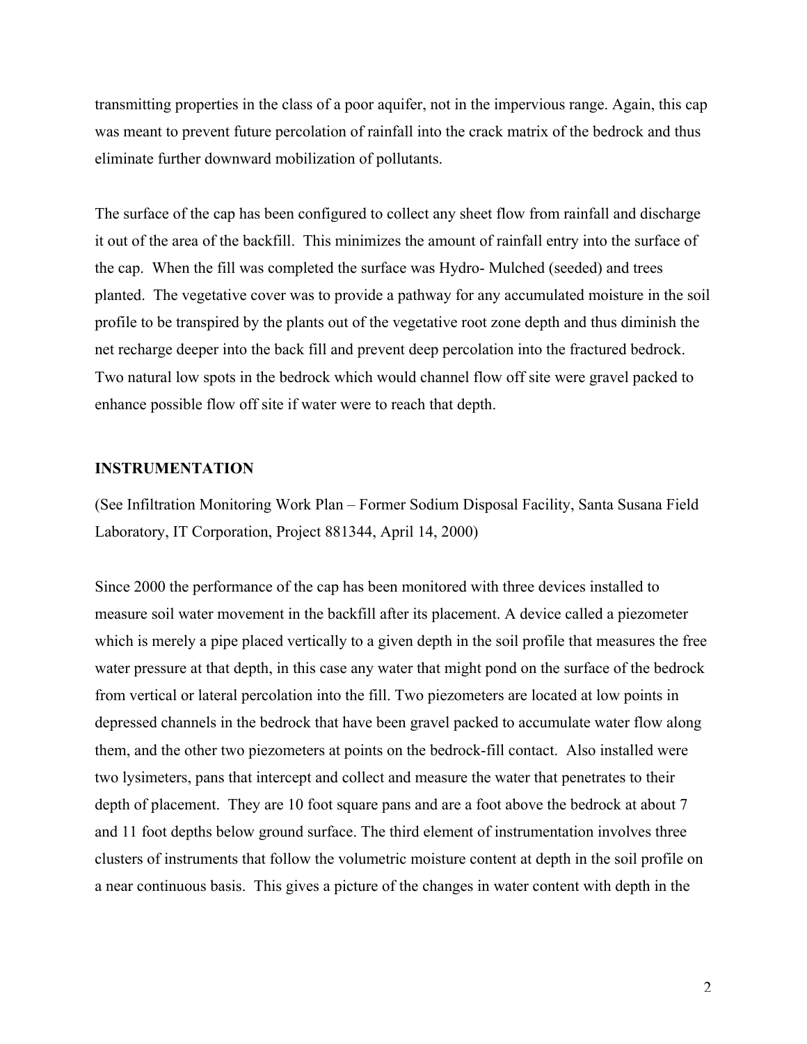transmitting properties in the class of a poor aquifer, not in the impervious range. Again, this cap was meant to prevent future percolation of rainfall into the crack matrix of the bedrock and thus eliminate further downward mobilization of pollutants.

The surface of the cap has been configured to collect any sheet flow from rainfall and discharge it out of the area of the backfill. This minimizes the amount of rainfall entry into the surface of the cap. When the fill was completed the surface was Hydro- Mulched (seeded) and trees planted. The vegetative cover was to provide a pathway for any accumulated moisture in the soil profile to be transpired by the plants out of the vegetative root zone depth and thus diminish the net recharge deeper into the back fill and prevent deep percolation into the fractured bedrock. Two natural low spots in the bedrock which would channel flow off site were gravel packed to enhance possible flow off site if water were to reach that depth.

## INSTRUMENTATION

(See Infiltration Monitoring Work Plan – Former Sodium Disposal Facility, Santa Susana Field Laboratory, IT Corporation, Project 881344, April 14, 2000)

Since 2000 the performance of the cap has been monitored with three devices installed to measure soil water movement in the backfill after its placement. A device called a piezometer which is merely a pipe placed vertically to a given depth in the soil profile that measures the free water pressure at that depth, in this case any water that might pond on the surface of the bedrock from vertical or lateral percolation into the fill. Two piezometers are located at low points in depressed channels in the bedrock that have been gravel packed to accumulate water flow along them, and the other two piezometers at points on the bedrock-fill contact. Also installed were two lysimeters, pans that intercept and collect and measure the water that penetrates to their depth of placement. They are 10 foot square pans and are a foot above the bedrock at about 7 and 11 foot depths below ground surface. The third element of instrumentation involves three clusters of instruments that follow the volumetric moisture content at depth in the soil profile on a near continuous basis. This gives a picture of the changes in water content with depth in the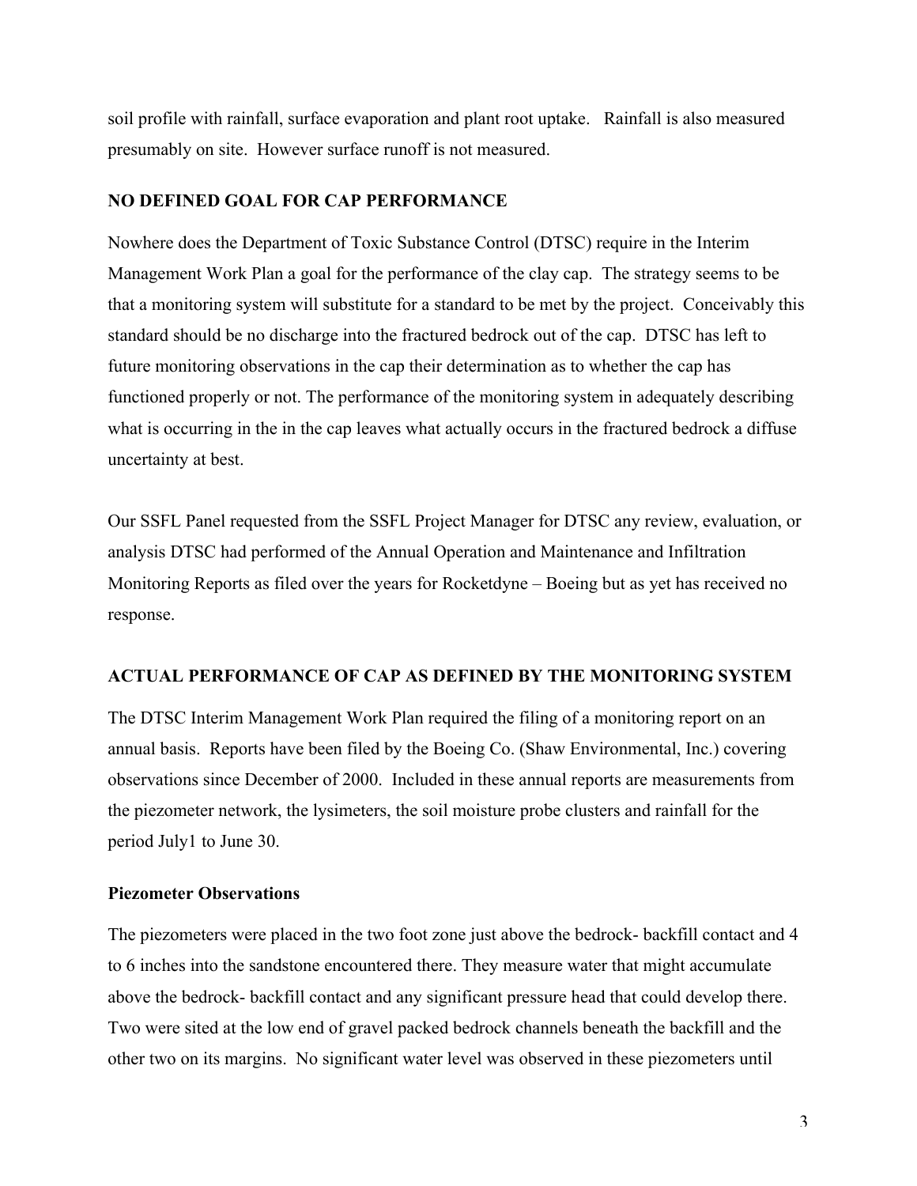soil profile with rainfall, surface evaporation and plant root uptake. Rainfall is also measured presumably on site. However surface runoff is not measured.

## NO DEFINED GOAL FOR CAP PERFORMANCE

Nowhere does the Department of Toxic Substance Control (DTSC) require in the Interim Management Work Plan a goal for the performance of the clay cap. The strategy seems to be that a monitoring system will substitute for a standard to be met by the project. Conceivably this standard should be no discharge into the fractured bedrock out of the cap. DTSC has left to future monitoring observations in the cap their determination as to whether the cap has functioned properly or not. The performance of the monitoring system in adequately describing what is occurring in the in the cap leaves what actually occurs in the fractured bedrock a diffuse uncertainty at best.

Our SSFL Panel requested from the SSFL Project Manager for DTSC any review, evaluation, or analysis DTSC had performed of the Annual Operation and Maintenance and Infiltration Monitoring Reports as filed over the years for Rocketdyne – Boeing but as yet has received no response.

## ACTUAL PERFORMANCE OF CAP AS DEFINED BY THE MONITORING SYSTEM

The DTSC Interim Management Work Plan required the filing of a monitoring report on an annual basis. Reports have been filed by the Boeing Co. (Shaw Environmental, Inc.) covering observations since December of 2000. Included in these annual reports are measurements from the piezometer network, the lysimeters, the soil moisture probe clusters and rainfall for the period July1 to June 30.

### Piezometer Observations

The piezometers were placed in the two foot zone just above the bedrock- backfill contact and 4 to 6 inches into the sandstone encountered there. They measure water that might accumulate above the bedrock- backfill contact and any significant pressure head that could develop there. Two were sited at the low end of gravel packed bedrock channels beneath the backfill and the other two on its margins. No significant water level was observed in these piezometers until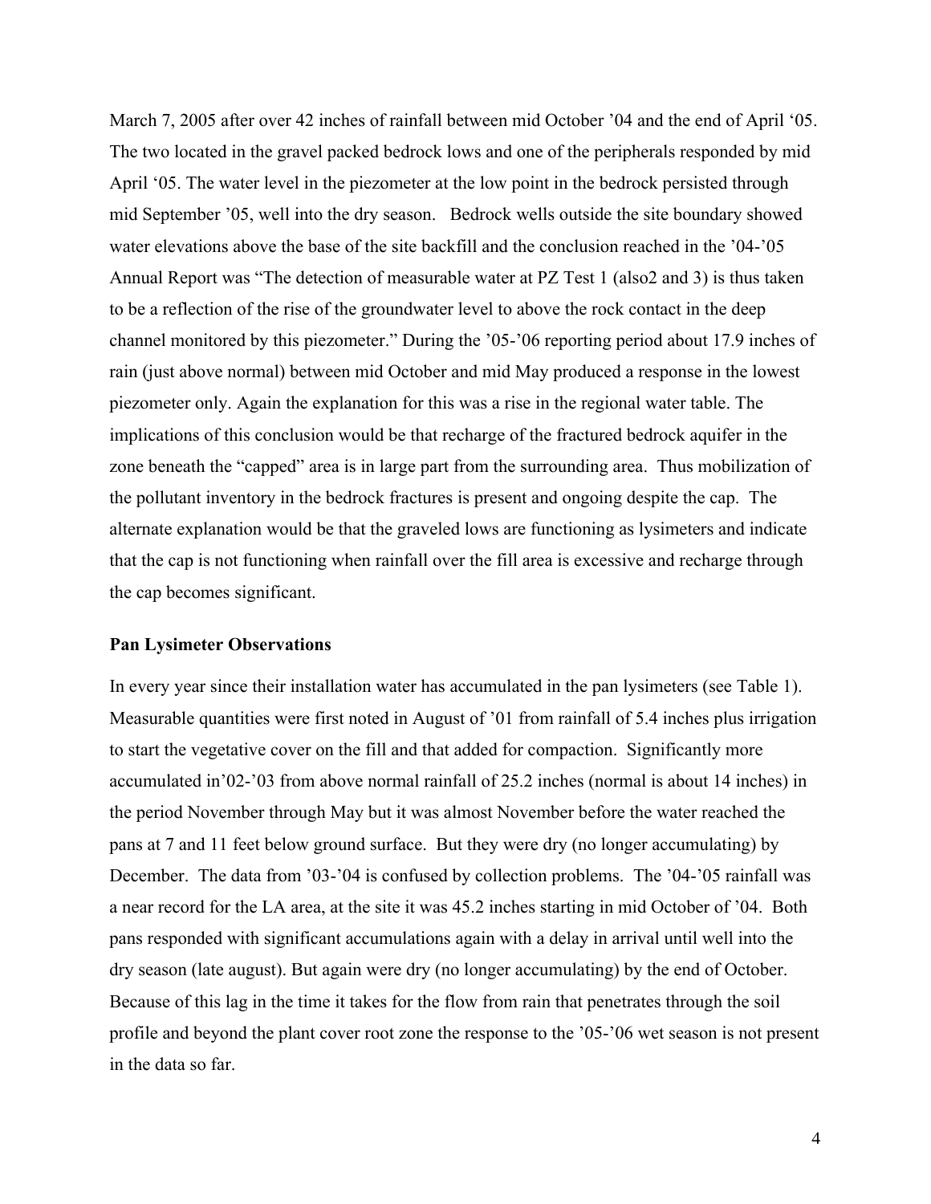March 7, 2005 after over 42 inches of rainfall between mid October '04 and the end of April '05. The two located in the gravel packed bedrock lows and one of the peripherals responded by mid April '05. The water level in the piezometer at the low point in the bedrock persisted through mid September '05, well into the dry season. Bedrock wells outside the site boundary showed water elevations above the base of the site backfill and the conclusion reached in the '04-'05 Annual Report was "The detection of measurable water at PZ Test 1 (also2 and 3) is thus taken to be a reflection of the rise of the groundwater level to above the rock contact in the deep channel monitored by this piezometer." During the '05-'06 reporting period about 17.9 inches of rain (just above normal) between mid October and mid May produced a response in the lowest piezometer only. Again the explanation for this was a rise in the regional water table. The implications of this conclusion would be that recharge of the fractured bedrock aquifer in the zone beneath the "capped" area is in large part from the surrounding area. Thus mobilization of the pollutant inventory in the bedrock fractures is present and ongoing despite the cap. The alternate explanation would be that the graveled lows are functioning as lysimeters and indicate that the cap is not functioning when rainfall over the fill area is excessive and recharge through the cap becomes significant.

**Pan Lysimeter Observations**

In every year since their installation water has accumulated in the pan lysimeters (see Table 1). Measurable quantities were first noted in August of '01 from rainfall of 5.4 inches plus irrigation to start the vegetative cover on the fill and that added for compaction. Significantly more accumulated in'02-'03 from above normal rainfall of 25.2 inches (normal is about 14 inches) in the period November through May but it was almost November before the water reached the pans at 7 and 11 feet below ground surface. But they were dry (no longer accumulating) by December. The data from '03-'04 is confused by collection problems. The '04-'05 rainfall was a near record for the LA area, at the site it was 45.2 inches starting in mid October of '04. Both pans responded with significant accumulations again with a delay in arrival until well into the dry season (late august). But again were dry (no longer accumulating) by the end of October. Because of this lag in the time it takes for the flow from rain that penetrates through the soil profile and beyond the plant cover root zone the response to the '05-'06 wet season is not present in the data so far.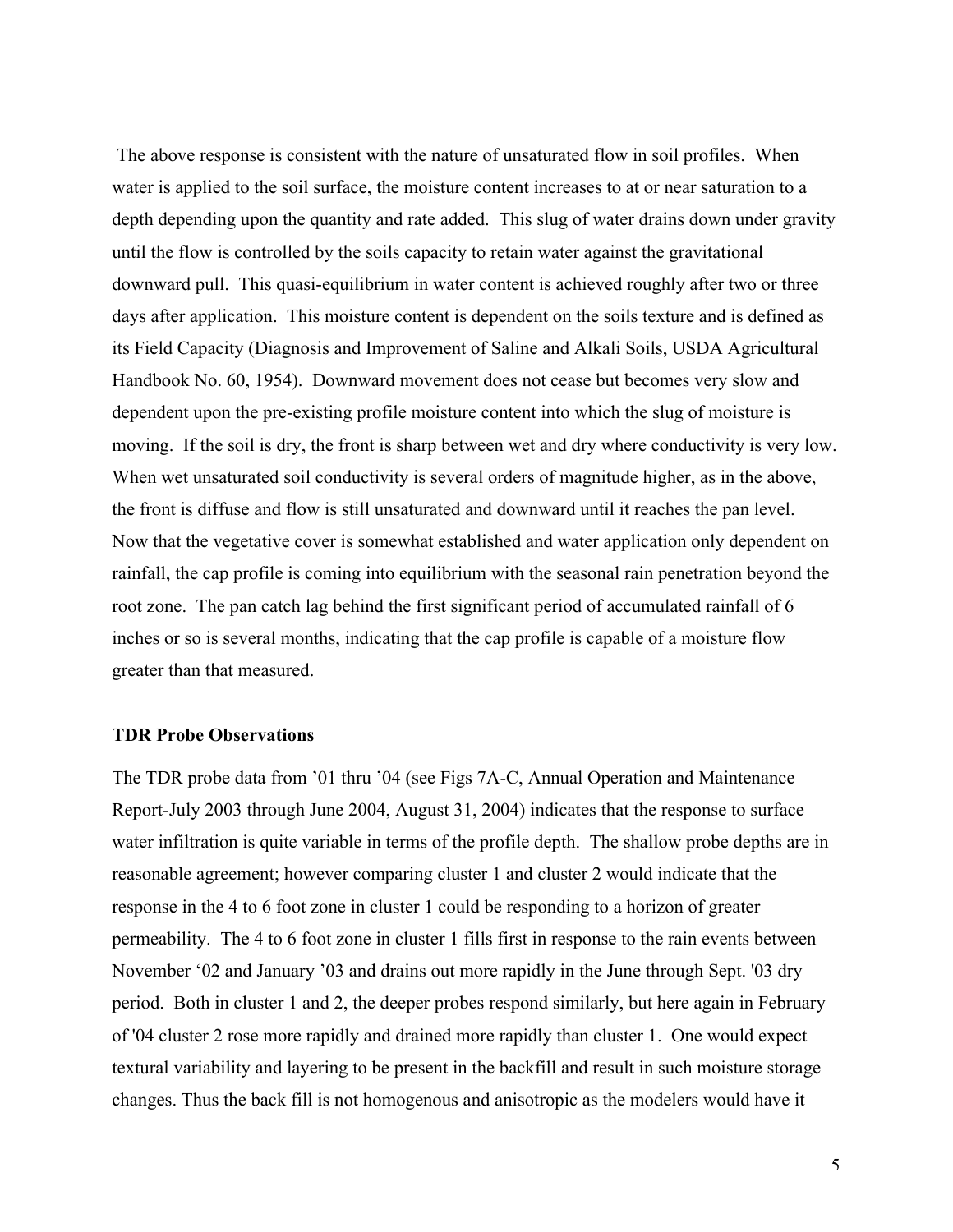The above response is consistent with the nature of unsaturated flow in soil profiles. When water is applied to the soil surface, the moisture content increases to at or near saturation to a depth depending upon the quantity and rate added. This slug of water drains down under gravity until the flow is controlled by the soils capacity to retain water against the gravitational downward pull. This quasi-equilibrium in water content is achieved roughly after two or three days after application. This moisture content is dependent on the soils texture and is defined as its Field Capacity (Diagnosis and Improvement of Saline and Alkali Soils, USDA Agricultural Handbook No. 60, 1954). Downward movement does not cease but becomes very slow and dependent upon the pre-existing profile moisture content into which the slug of moisture is moving. If the soil is dry, the front is sharp between wet and dry where conductivity is very low. When wet unsaturated soil conductivity is several orders of magnitude higher, as in the above, the front is diffuse and flow is still unsaturated and downward until it reaches the pan level. Now that the vegetative cover is somewhat established and water application only dependent on rainfall, the cap profile is coming into equilibrium with the seasonal rain penetration beyond the root zone. The pan catch lag behind the first significant period of accumulated rainfall of 6 inches or so is several months, indicating that the cap profile is capable of a moisture flow greater than that measured.

**TDR Probe Observations**

The TDR probe data from '01 thru '04 (see Figs 7A-C, Annual Operation and Maintenance Report-July 2003 through June 2004, August 31, 2004) indicates that the response to surface water infiltration is quite variable in terms of the profile depth. The shallow probe depths are in reasonable agreement; however comparing cluster 1 and cluster 2 would indicate that the response in the 4 to 6 foot zone in cluster 1 could be responding to a horizon of greater permeability. The 4 to 6 foot zone in cluster 1 fills first in response to the rain events between November '02 and January '03 and drains out more rapidly in the June through Sept. '03 dry period. Both in cluster 1 and 2, the deeper probes respond similarly, but here again in February of '04 cluster 2 rose more rapidly and drained more rapidly than cluster 1. One would expect textural variability and layering to be present in the backfill and result in such moisture storage changes. Thus the back fill is not homogenous and anisotropic as the modelers would have it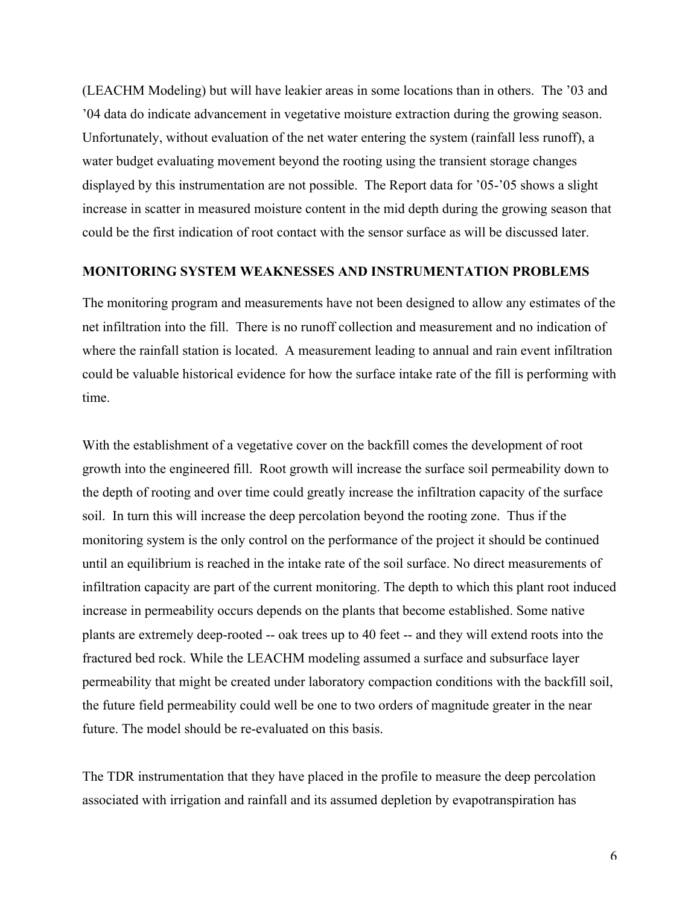(LEACHM Modeling) but will have leakier areas in some locations than in others. The '03 and '04 data do indicate advancement in vegetative moisture extraction during the growing season. Unfortunately, without evaluation of the net water entering the system (rainfall less runoff), a water budget evaluating movement beyond the rooting using the transient storage changes displayed by this instrumentation are not possible. The Report data for '05-'05 shows a slight increase in scatter in measured moisture content in the mid depth during the growing season that could be the first indication of root contact with the sensor surface as will be discussed later.

**MONITORING SYSTEM WEAKNESSES AND INSTRUMENTATION PROBLEMS**

The monitoring program and measurements have not been designed to allow any estimates of the net infiltration into the fill. There is no runoff collection and measurement and no indication of where the rainfall station is located. A measurement leading to annual and rain event infiltration could be valuable historical evidence for how the surface intake rate of the fill is performing with time.

With the establishment of a vegetative cover on the backfill comes the development of root growth into the engineered fill. Root growth will increase the surface soil permeability down to the depth of rooting and over time could greatly increase the infiltration capacity of the surface soil. In turn this will increase the deep percolation beyond the rooting zone. Thus if the monitoring system is the only control on the performance of the project it should be continued until an equilibrium is reached in the intake rate of the soil surface. No direct measurements of infiltration capacity are part of the current monitoring. The depth to which this plant root induced increase in permeability occurs depends on the plants that become established. Some native plants are extremely deep-rooted -- oak trees up to 40 feet -- and they will extend roots into the fractured bed rock. While the LEACHM modeling assumed a surface and subsurface layer permeability that might be created under laboratory compaction conditions with the backfill soil, the future field permeability could well be one to two orders of magnitude greater in the near future. The model should be re-evaluated on this basis.

The TDR instrumentation that they have placed in the profile to measure the deep percolation associated with irrigation and rainfall and its assumed depletion by evapotranspiration has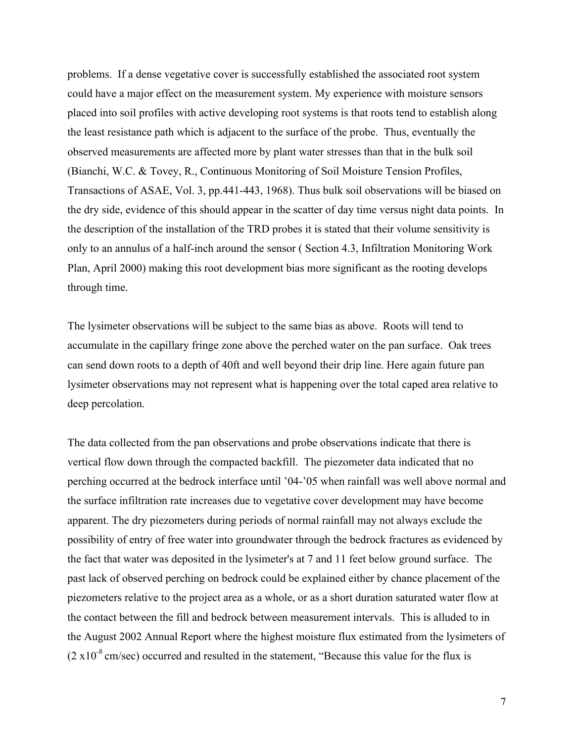problems. If a dense vegetative cover is successfully established the associated root system could have a major effect on the measurement system. My experience with moisture sensors placed into soil profiles with active developing root systems is that roots tend to establish along the least resistance path which is adjacent to the surface of the probe. Thus, eventually the observed measurements are affected more by plant water stresses than that in the bulk soil (Bianchi, W.C. & Tovey, R., Continuous Monitoring of Soil Moisture Tension Profiles, Transactions of ASAE, Vol. 3, pp.441-443, 1968). Thus bulk soil observations will be biased on the dry side, evidence of this should appear in the scatter of day time versus night data points. In the description of the installation of the TRD probes it is stated that their volume sensitivity is only to an annulus of a half-inch around the sensor ( Section 4.3, Infiltration Monitoring Work Plan, April 2000) making this root development bias more significant as the rooting develops through time.

The lysimeter observations will be subject to the same bias as above. Roots will tend to accumulate in the capillary fringe zone above the perched water on the pan surface. Oak trees can send down roots to a depth of 40ft and well beyond their drip line. Here again future pan lysimeter observations may not represent what is happening over the total caped area relative to deep percolation.

The data collected from the pan observations and probe observations indicate that there is vertical flow down through the compacted backfill. The piezometer data indicated that no perching occurred at the bedrock interface until '04-'05 when rainfall was well above normal and the surface infiltration rate increases due to vegetative cover development may have become apparent. The dry piezometers during periods of normal rainfall may not always exclude the possibility of entry of free water into groundwater through the bedrock fractures as evidenced by the fact that water was deposited in the lysimeter's at 7 and 11 feet below ground surface. The past lack of observed perching on bedrock could be explained either by chance placement of the piezometers relative to the project area as a whole, or as a short duration saturated water flow at the contact between the fill and bedrock between measurement intervals. This is alluded to in the August 2002 Annual Report where the highest moisture flux estimated from the lysimeters of ($2 \times 10^{-8}$ cm/sec) occurred and resulted in the statement, "Because this value for the flux is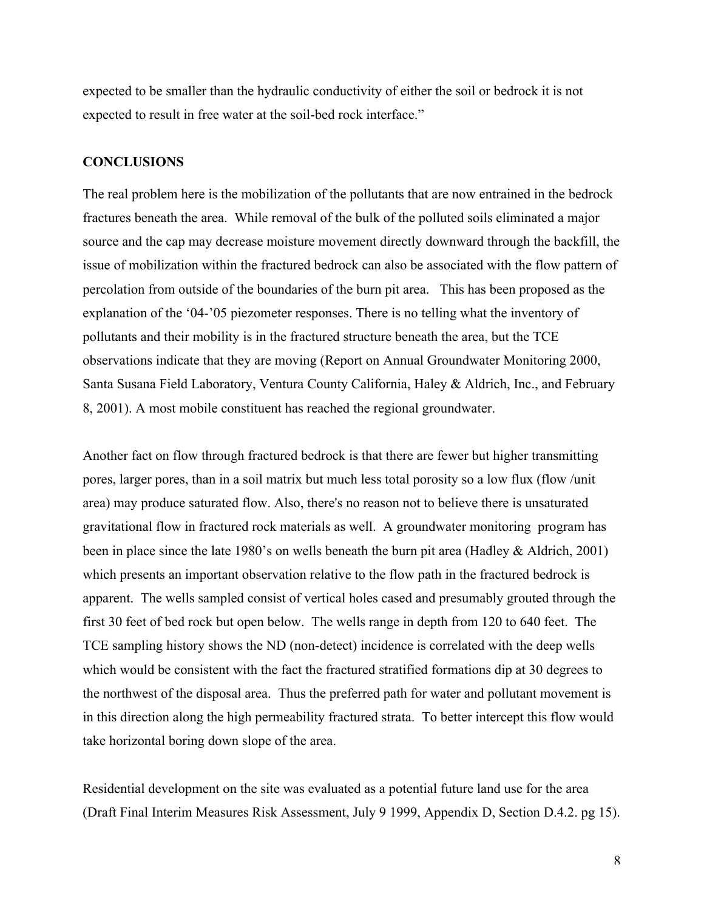expected to be smaller than the hydraulic conductivity of either the soil or bedrock it is not expected to result in free water at the soil-bed rock interface."

**CONCLUSIONS**

The real problem here is the mobilization of the pollutants that are now entrained in the bedrock fractures beneath the area. While removal of the bulk of the polluted soils eliminated a major source and the cap may decrease moisture movement directly downward through the backfill, the issue of mobilization within the fractured bedrock can also be associated with the flow pattern of percolation from outside of the boundaries of the burn pit area. This has been proposed as the explanation of the '04-'05 piezometer responses. There is no telling what the inventory of pollutants and their mobility is in the fractured structure beneath the area, but the TCE observations indicate that they are moving (Report on Annual Groundwater Monitoring 2000, Santa Susana Field Laboratory, Ventura County California, Haley & Aldrich, Inc., and February 8, 2001). A most mobile constituent has reached the regional groundwater.

Another fact on flow through fractured bedrock is that there are fewer but higher transmitting pores, larger pores, than in a soil matrix but much less total porosity so a low flux (flow /unit area) may produce saturated flow. Also, there's no reason not to believe there is unsaturated gravitational flow in fractured rock materials as well. A groundwater monitoring program has been in place since the late 1980's on wells beneath the burn pit area (Hadley & Aldrich, 2001) which presents an important observation relative to the flow path in the fractured bedrock is apparent. The wells sampled consist of vertical holes cased and presumably grouted through the first 30 feet of bed rock but open below. The wells range in depth from 120 to 640 feet. The TCE sampling history shows the ND (non-detect) incidence is correlated with the deep wells which would be consistent with the fact the fractured stratified formations dip at 30 degrees to the northwest of the disposal area. Thus the preferred path for water and pollutant movement is in this direction along the high permeability fractured strata. To better intercept this flow would take horizontal boring down slope of the area.

Residential development on the site was evaluated as a potential future land use for the area (Draft Final Interim Measures Risk Assessment, July 9 1999, Appendix D, Section D.4.2. pg 15).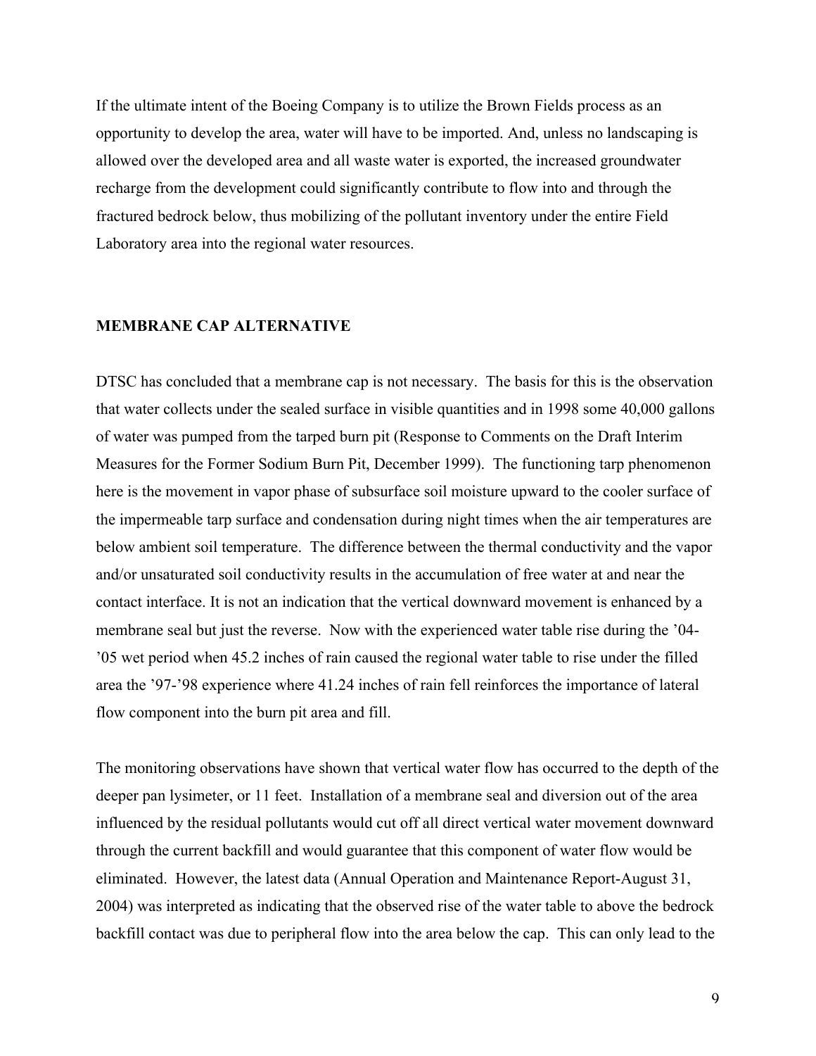If the ultimate intent of the Boeing Company is to utilize the Brown Fields process as an opportunity to develop the area, water will have to be imported. And, unless no landscaping is allowed over the developed area and all waste water is exported, the increased groundwater recharge from the development could significantly contribute to flow into and through the fractured bedrock below, thus mobilizing of the pollutant inventory under the entire Field Laboratory area into the regional water resources.

## MEMBRANE CAP ALTERNATIVE

DTSC has concluded that a membrane cap is not necessary. The basis for this is the observation that water collects under the sealed surface in visible quantities and in 1998 some 40,000 gallons of water was pumped from the tarped burn pit (Response to Comments on the Draft Interim Measures for the Former Sodium Burn Pit, December 1999). The functioning tarp phenomenon here is the movement in vapor phase of subsurface soil moisture upward to the cooler surface of the impermeable tarp surface and condensation during night times when the air temperatures are below ambient soil temperature. The difference between the thermal conductivity and the vapor and/or unsaturated soil conductivity results in the accumulation of free water at and near the contact interface. It is not an indication that the vertical downward movement is enhanced by a membrane seal but just the reverse. Now with the experienced water table rise during the '04-'05 wet period when 45.2 inches of rain caused the regional water table to rise under the filled area the '97-'98 experience where 41.24 inches of rain fell reinforces the importance of lateral flow component into the burn pit area and fill.

The monitoring observations have shown that vertical water flow has occurred to the depth of the deeper pan lysimeter, or 11 feet. Installation of a membrane seal and diversion out of the area influenced by the residual pollutants would cut off all direct vertical water movement downward through the current backfill and would guarantee that this component of water flow would be eliminated. However, the latest data (Annual Operation and Maintenance Report-August 31, 2004) was interpreted as indicating that the observed rise of the water table to above the bedrock backfill contact was due to peripheral flow into the area below the cap. This can only lead to the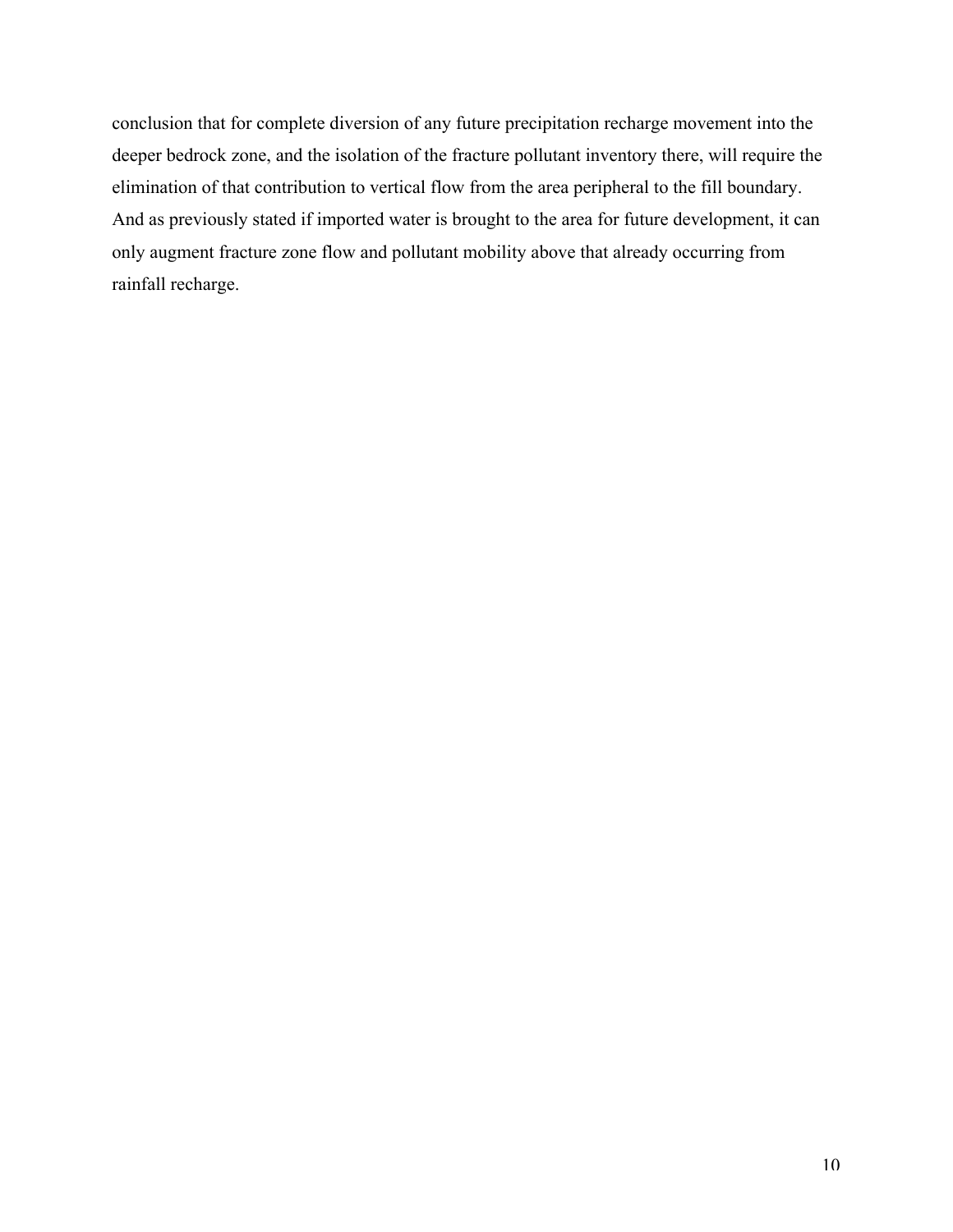conclusion that for complete diversion of any future precipitation recharge movement into the deeper bedrock zone, and the isolation of the fracture pollutant inventory there, will require the elimination of that contribution to vertical flow from the area peripheral to the fill boundary. And as previously stated if imported water is brought to the area for future development, it can only augment fracture zone flow and pollutant mobility above that already occurring from rainfall recharge.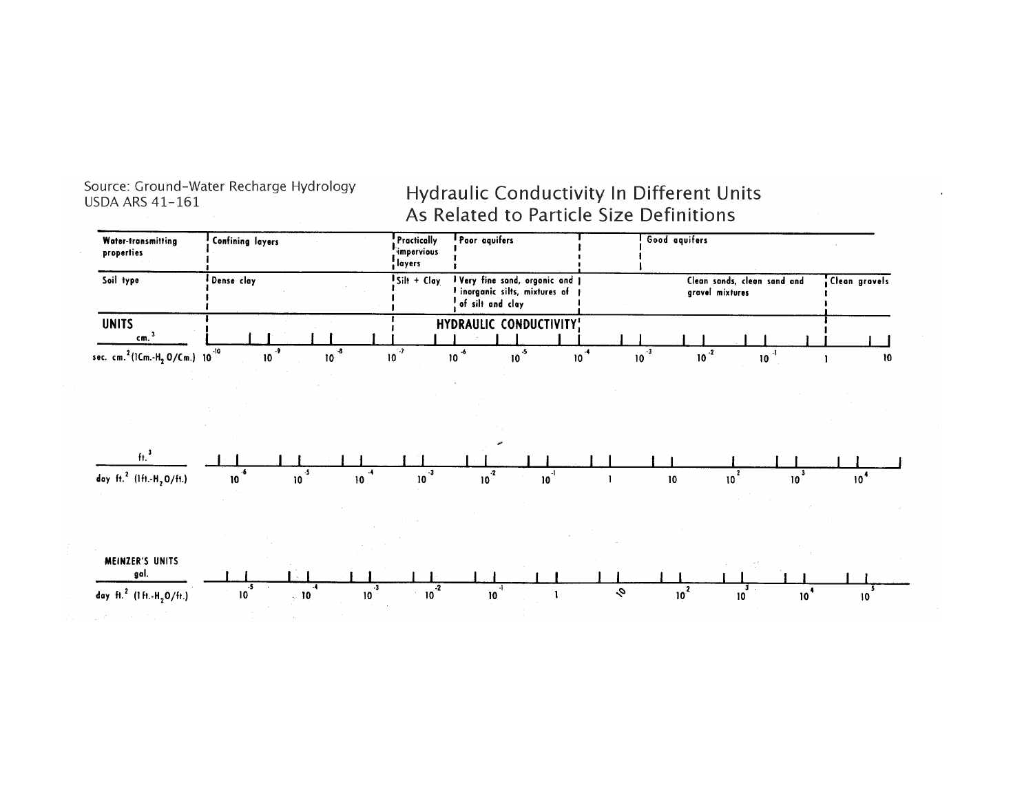Source: Ground-Water Recharge Hydrology
USDA ARS 41-161

# Hydraulic Conductivity In Different Units As Related to Particle Size Definitions

| Water-transmitting properties | Confining layers | Practically impervious layers | Poor aquifers | | Good aquifers | |
|---|---|---|---|---|---|---|
| Soil type | Dense clay | Silt + Clay | Very fine sand, organic and inorganic silts, mixtures of silt and clay | | Clean sands, clean sand and gravel mixtures | Clean gravels |

**UNITS** — **HYDRAULIC CONDUCTIVITY**

$\frac{cm.^3}{sec.\ cm.^2 (1 Cm.-H_2O/Cm.)}$: $10^{-10}$, $10^{-9}$, $10^{-8}$, $10^{-7}$, $10^{-6}$, $10^{-5}$, $10^{-4}$, $10^{-3}$, $10^{-2}$, $10^{-1}$, 1, 10

$\frac{ft.^3}{day\ ft.^2 (1 ft.-H_2O/ft.)}$: $10^{-6}$, $10^{-5}$, $10^{-4}$, $10^{-3}$, $10^{-2}$, $10^{-1}$, 1, 10, $10^{2}$, $10^{3}$, $10^{4}$

MEINZER'S UNITS $\frac{gal.}{day\ ft.^2 (1 ft.-H_2O/ft.)}$: $10^{-5}$, $10^{-4}$, $10^{-3}$, $10^{-2}$, $10^{-1}$, 1, 10, $10^{2}$, $10^{3}$, $10^{4}$, $10^{5}$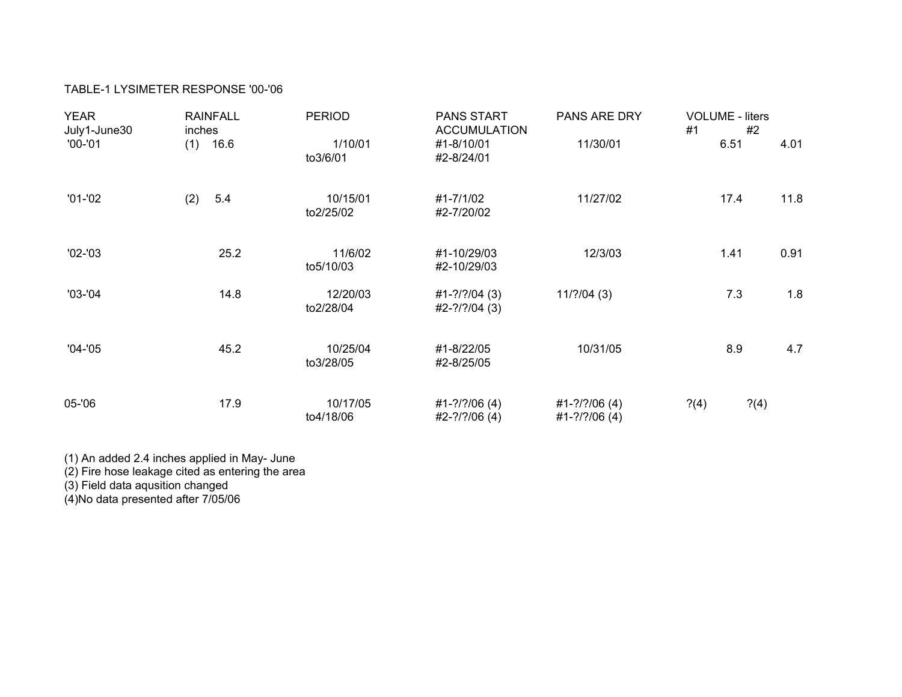TABLE-1 LYSIMETER RESPONSE '00-'06

| YEAR July1-June30 | RAINFALL inches | PERIOD | PANS START ACCUMULATION | PANS ARE DRY | VOLUME - liters #1 | #2 |
|---|---|---|---|---|---|---|
| '00-'01 | (1) 16.6 | 1/10/01 to3/6/01 | #1-8/10/01 #2-8/24/01 | 11/30/01 | 6.51 | 4.01 |
| '01-'02 | (2) 5.4 | 10/15/01 to2/25/02 | #1-7/1/02 #2-7/20/02 | 11/27/02 | 17.4 | 11.8 |
| '02-'03 | 25.2 | 11/6/02 to5/10/03 | #1-10/29/03 #2-10/29/03 | 12/3/03 | 1.41 | 0.91 |
| '03-'04 | 14.8 | 12/20/03 to2/28/04 | #1-?/?/04 (3) #2-?/?/04 (3) | 11/?/04 (3) | 7.3 | 1.8 |
| '04-'05 | 45.2 | 10/25/04 to3/28/05 | #1-8/22/05 #2-8/25/05 | 10/31/05 | 8.9 | 4.7 |
| 05-'06 | 17.9 | 10/17/05 to4/18/06 | #1-?/?/06 (4) #2-?/?/06 (4) | #1-?/?/06 (4) #1-?/?/06 (4) | ?(4) | ?(4) |

(1) An added 2.4 inches applied in May- June
(2) Fire hose leakage cited as entering the area
(3) Field data aqusition changed
(4)No data presented after 7/05/06